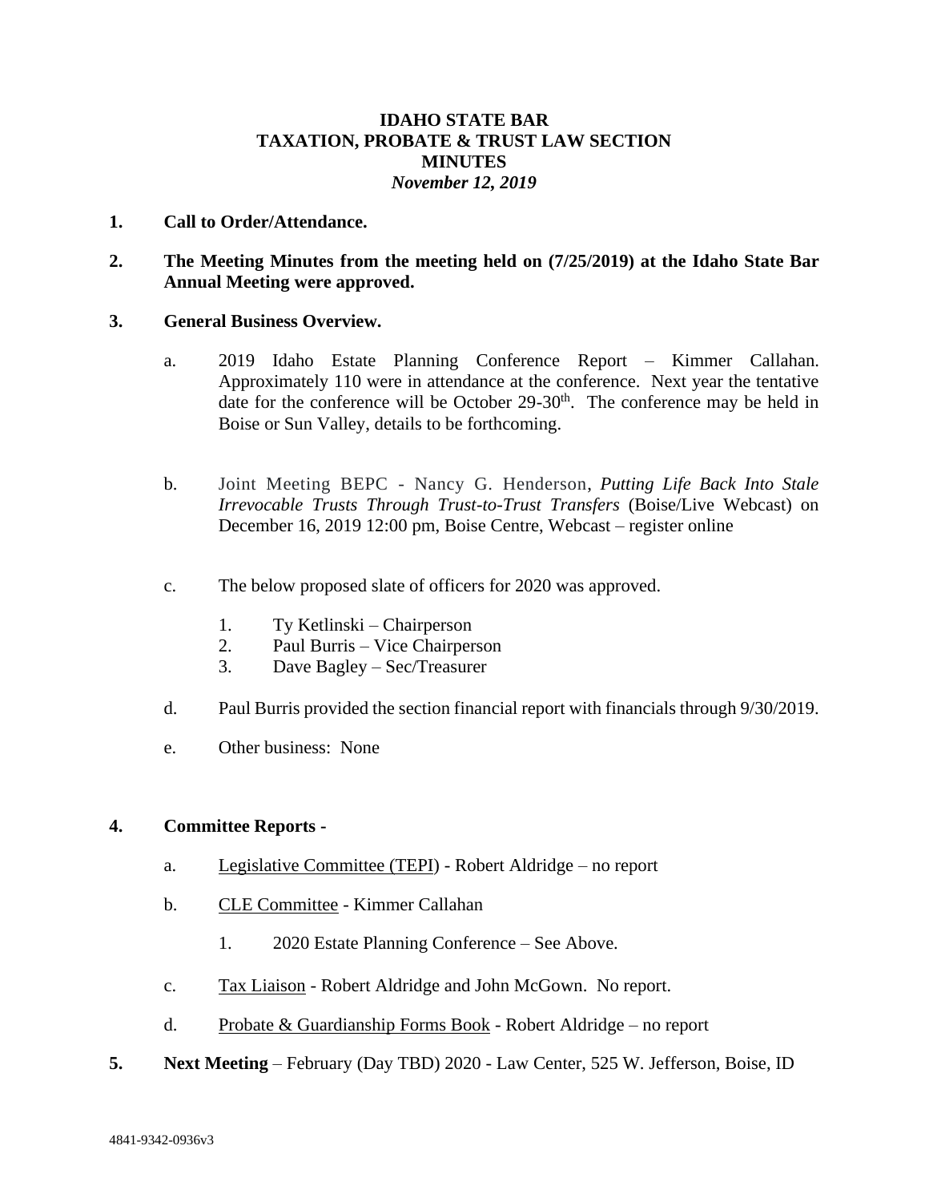# IDAHO STATE BAR
# TAXATION, PROBATE & TRUST LAW SECTION
# MINUTES
*November 12, 2019*

**1. Call to Order/Attendance.**

**2. The Meeting Minutes from the meeting held on (7/25/2019) at the Idaho State Bar Annual Meeting were approved.**

**3. General Business Overview.**

a. 2019 Idaho Estate Planning Conference Report – Kimmer Callahan. Approximately 110 were in attendance at the conference. Next year the tentative date for the conference will be October 29-30th. The conference may be held in Boise or Sun Valley, details to be forthcoming.

b. Joint Meeting BEPC - Nancy G. Henderson, *Putting Life Back Into Stale Irrevocable Trusts Through Trust-to-Trust Transfers* (Boise/Live Webcast) on December 16, 2019 12:00 pm, Boise Centre, Webcast – register online

c. The below proposed slate of officers for 2020 was approved.

1. Ty Ketlinski – Chairperson
2. Paul Burris – Vice Chairperson
3. Dave Bagley – Sec/Treasurer

d. Paul Burris provided the section financial report with financials through 9/30/2019.

e. Other business: None

**4. Committee Reports -**

a. Legislative Committee (TEPI) - Robert Aldridge – no report

b. CLE Committee - Kimmer Callahan

1. 2020 Estate Planning Conference – See Above.

c. Tax Liaison - Robert Aldridge and John McGown. No report.

d. Probate & Guardianship Forms Book - Robert Aldridge – no report

**5. Next Meeting** – February (Day TBD) 2020 - Law Center, 525 W. Jefferson, Boise, ID

4841-9342-0936v3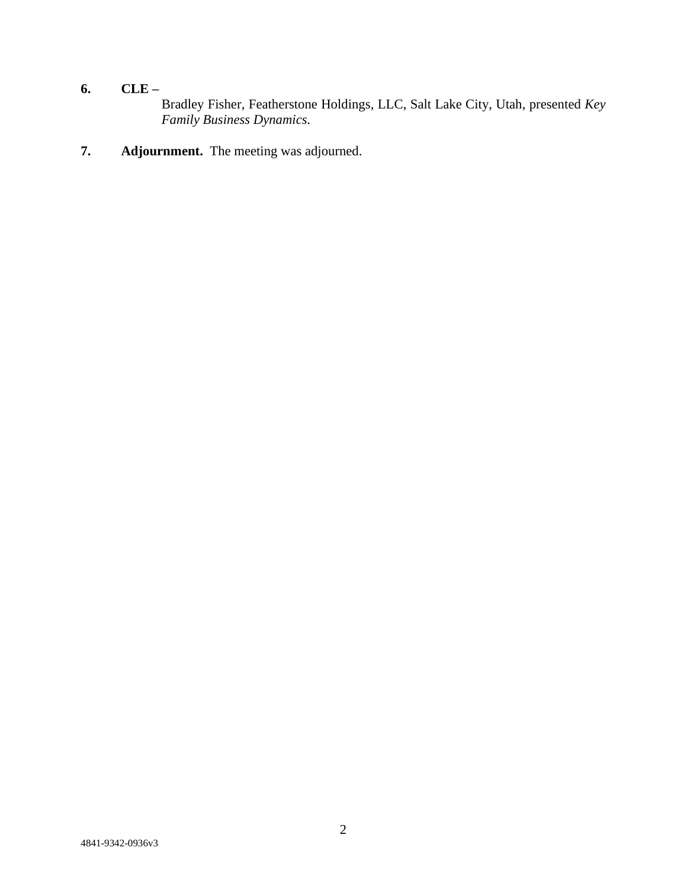**6.** **CLE –**

Bradley Fisher, Featherstone Holdings, LLC, Salt Lake City, Utah, presented *Key Family Business Dynamics.*

**7.** **Adjournment.** The meeting was adjourned.

4841-9342-0936v3